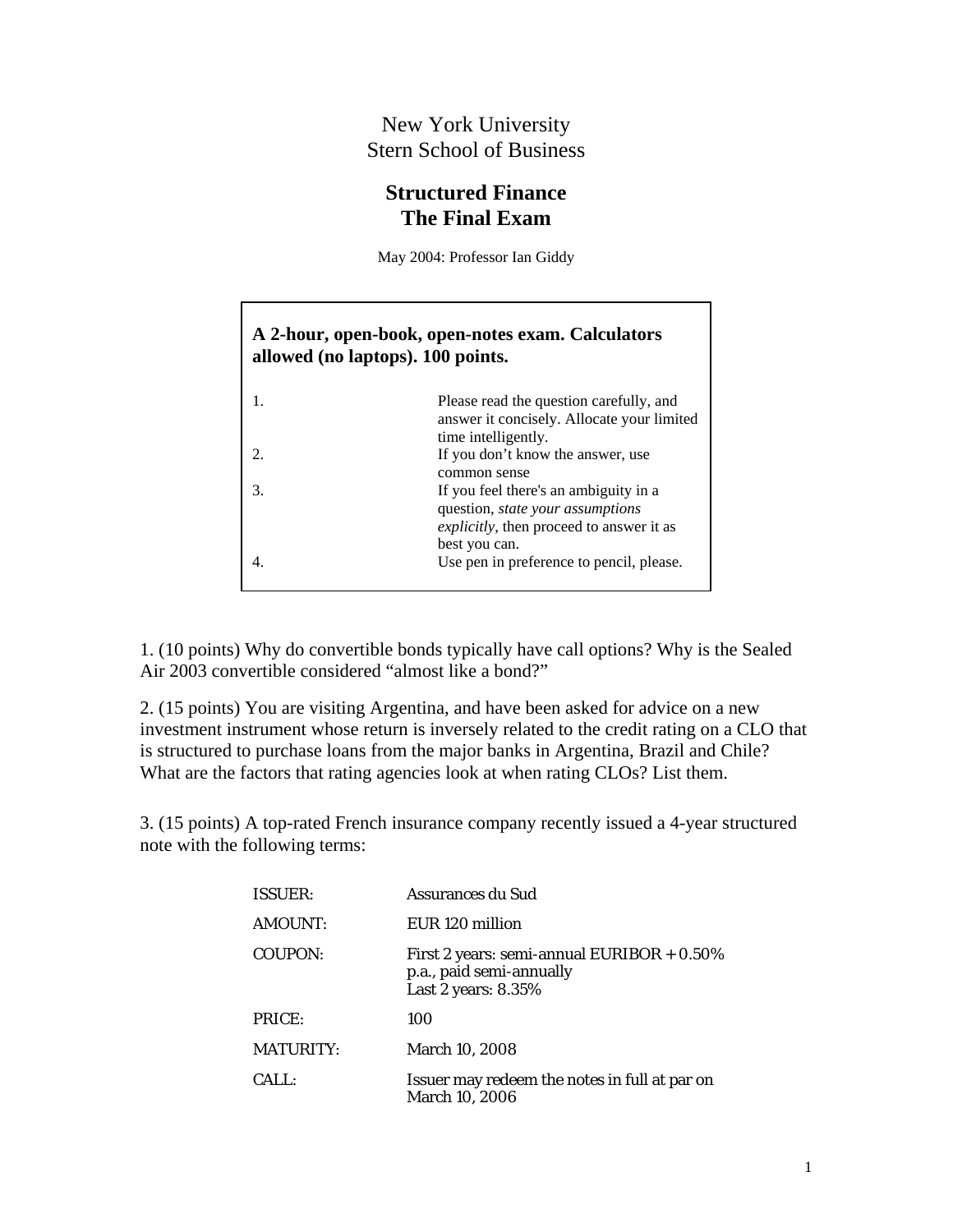# New York University
# Stern School of Business

## Structured Finance
## The Final Exam

May 2004: Professor Ian Giddy

**A 2-hour, open-book, open-notes exam. Calculators allowed (no laptops). 100 points.**

1. Please read the question carefully, and answer it concisely. Allocate your limited time intelligently.
2. If you don't know the answer, use common sense
3. If you feel there's an ambiguity in a question, *state your assumptions explicitly*, then proceed to answer it as best you can.
4. Use pen in preference to pencil, please.

1. (10 points) Why do convertible bonds typically have call options? Why is the Sealed Air 2003 convertible considered "almost like a bond?"

2. (15 points) You are visiting Argentina, and have been asked for advice on a new investment instrument whose return is inversely related to the credit rating on a CLO that is structured to purchase loans from the major banks in Argentina, Brazil and Chile? What are the factors that rating agencies look at when rating CLOs? List them.

3. (15 points) A top-rated French insurance company recently issued a 4-year structured note with the following terms:

| | |
|---|---|
| ISSUER: | Assurances du Sud |
| AMOUNT: | EUR 120 million |
| COUPON: | First 2 years: semi-annual EURIBOR + 0.50% p.a., paid semi-annually<br>Last 2 years: 8.35% |
| PRICE: | 100 |
| MATURITY: | March 10, 2008 |
| CALL: | Issuer may redeem the notes in full at par on March 10, 2006 |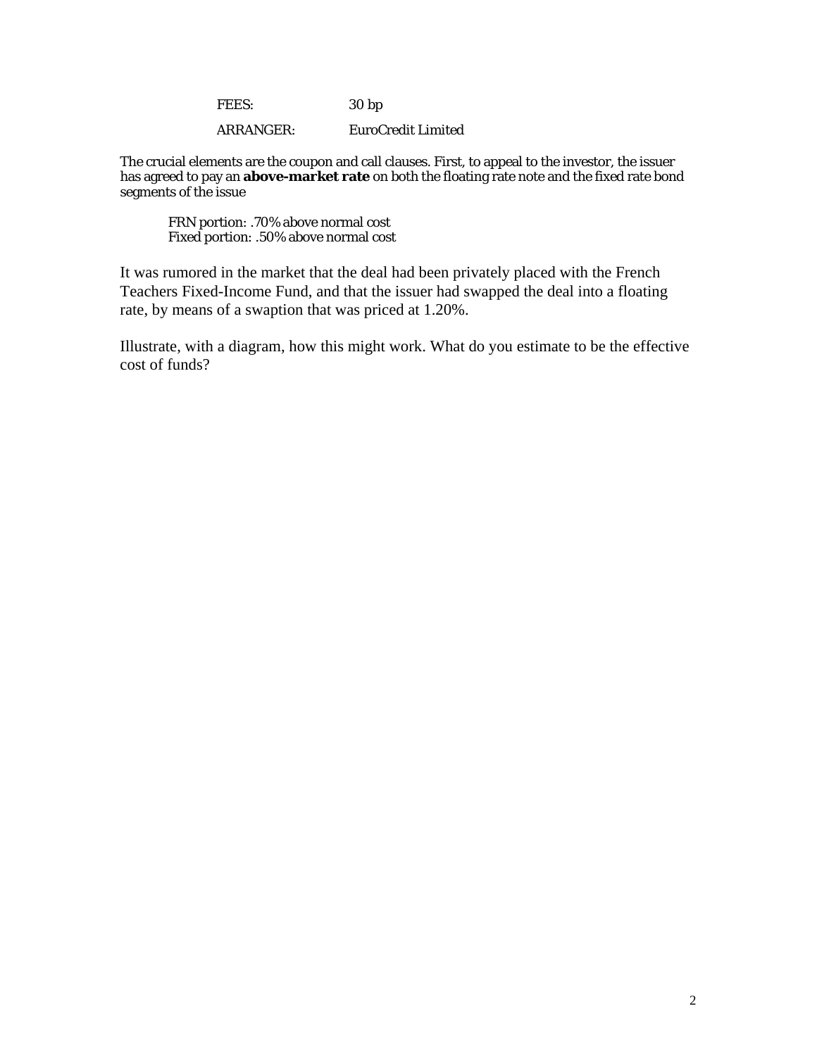| | |
|---|---|
| FEES: | 30 bp |
| ARRANGER: | EuroCredit Limited |

The crucial elements are the coupon and call clauses. First, to appeal to the investor, the issuer has agreed to pay an **above-market rate** on both the floating rate note and the fixed rate bond segments of the issue

FRN portion: .70% above normal cost
Fixed portion: .50% above normal cost

It was rumored in the market that the deal had been privately placed with the French Teachers Fixed-Income Fund, and that the issuer had swapped the deal into a floating rate, by means of a swaption that was priced at 1.20%.

Illustrate, with a diagram, how this might work. What do you estimate to be the effective cost of funds?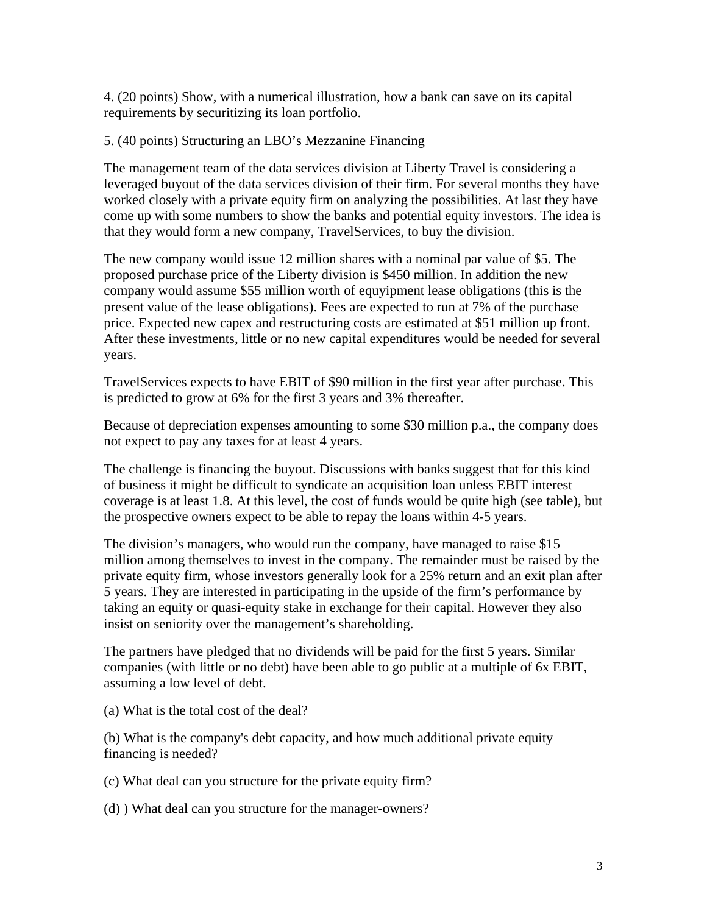4. (20 points) Show, with a numerical illustration, how a bank can save on its capital requirements by securitizing its loan portfolio.

5. (40 points) Structuring an LBO's Mezzanine Financing

The management team of the data services division at Liberty Travel is considering a leveraged buyout of the data services division of their firm. For several months they have worked closely with a private equity firm on analyzing the possibilities. At last they have come up with some numbers to show the banks and potential equity investors. The idea is that they would form a new company, TravelServices, to buy the division.

The new company would issue 12 million shares with a nominal par value of $5. The proposed purchase price of the Liberty division is $450 million. In addition the new company would assume $55 million worth of equyipment lease obligations (this is the present value of the lease obligations). Fees are expected to run at 7% of the purchase price. Expected new capex and restructuring costs are estimated at $51 million up front. After these investments, little or no new capital expenditures would be needed for several years.

TravelServices expects to have EBIT of $90 million in the first year after purchase. This is predicted to grow at 6% for the first 3 years and 3% thereafter.

Because of depreciation expenses amounting to some $30 million p.a., the company does not expect to pay any taxes for at least 4 years.

The challenge is financing the buyout. Discussions with banks suggest that for this kind of business it might be difficult to syndicate an acquisition loan unless EBIT interest coverage is at least 1.8. At this level, the cost of funds would be quite high (see table), but the prospective owners expect to be able to repay the loans within 4-5 years.

The division's managers, who would run the company, have managed to raise $15 million among themselves to invest in the company. The remainder must be raised by the private equity firm, whose investors generally look for a 25% return and an exit plan after 5 years. They are interested in participating in the upside of the firm's performance by taking an equity or quasi-equity stake in exchange for their capital. However they also insist on seniority over the management's shareholding.

The partners have pledged that no dividends will be paid for the first 5 years. Similar companies (with little or no debt) have been able to go public at a multiple of 6x EBIT, assuming a low level of debt.

(a) What is the total cost of the deal?

(b) What is the company's debt capacity, and how much additional private equity financing is needed?

(c) What deal can you structure for the private equity firm?

(d) ) What deal can you structure for the manager-owners?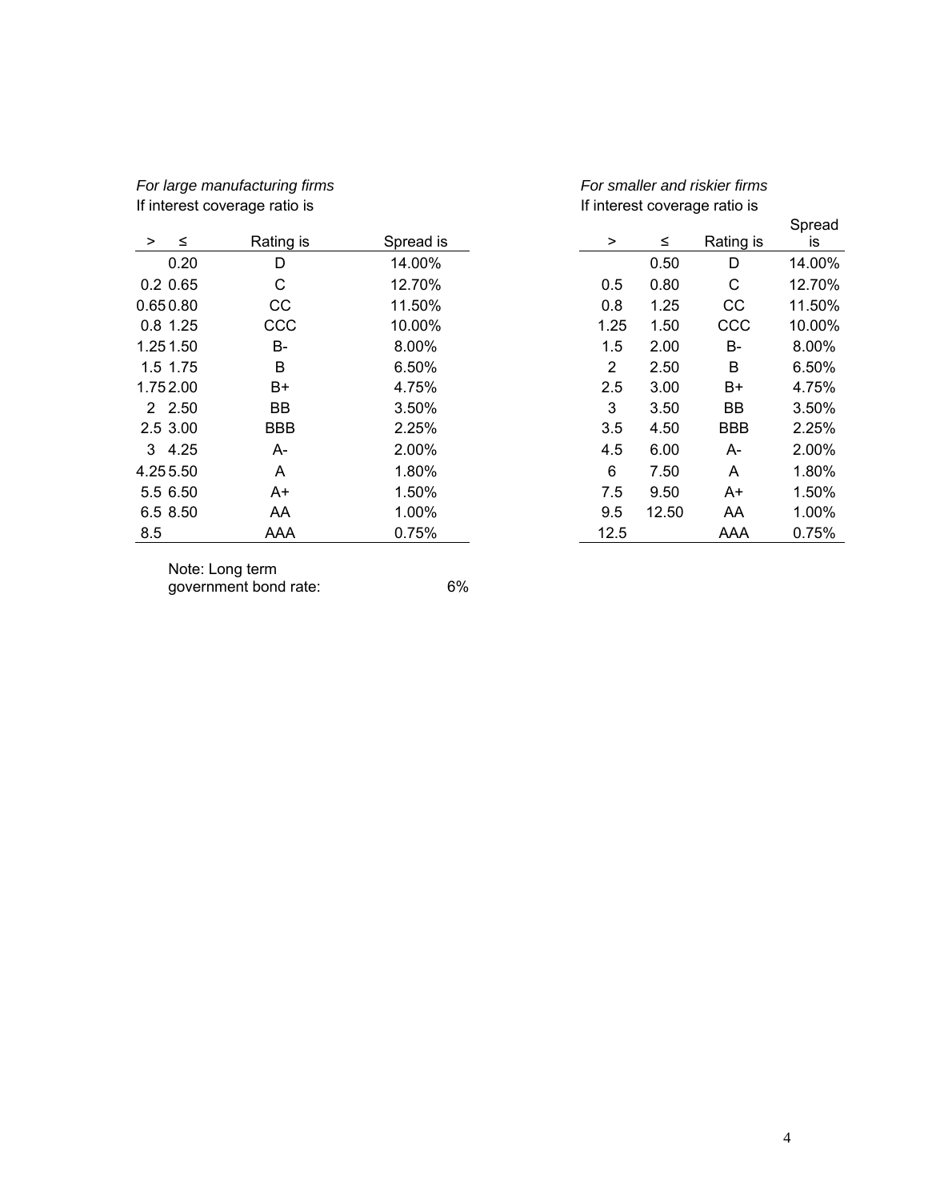*For large manufacturing firms*
If interest coverage ratio is

| > | ≤ | Rating is | Spread is |
|---|---|---|---|
| | 0.20 | D | 14.00% |
| 0.2 | 0.65 | C | 12.70% |
| 0.65 | 0.80 | CC | 11.50% |
| 0.8 | 1.25 | CCC | 10.00% |
| 1.25 | 1.50 | B- | 8.00% |
| 1.5 | 1.75 | B | 6.50% |
| 1.75 | 2.00 | B+ | 4.75% |
| 2 | 2.50 | BB | 3.50% |
| 2.5 | 3.00 | BBB | 2.25% |
| 3 | 4.25 | A- | 2.00% |
| 4.25 | 5.50 | A | 1.80% |
| 5.5 | 6.50 | A+ | 1.50% |
| 6.5 | 8.50 | AA | 1.00% |
| 8.5 | | AAA | 0.75% |

Note: Long term government bond rate: 6%

*For smaller and riskier firms*
If interest coverage ratio is

| > | ≤ | Rating is | Spread is |
|---|---|---|---|
| | 0.50 | D | 14.00% |
| 0.5 | 0.80 | C | 12.70% |
| 0.8 | 1.25 | CC | 11.50% |
| 1.25 | 1.50 | CCC | 10.00% |
| 1.5 | 2.00 | B- | 8.00% |
| 2 | 2.50 | B | 6.50% |
| 2.5 | 3.00 | B+ | 4.75% |
| 3 | 3.50 | BB | 3.50% |
| 3.5 | 4.50 | BBB | 2.25% |
| 4.5 | 6.00 | A- | 2.00% |
| 6 | 7.50 | A | 1.80% |
| 7.5 | 9.50 | A+ | 1.50% |
| 9.5 | 12.50 | AA | 1.00% |
| 12.5 | | AAA | 0.75% |